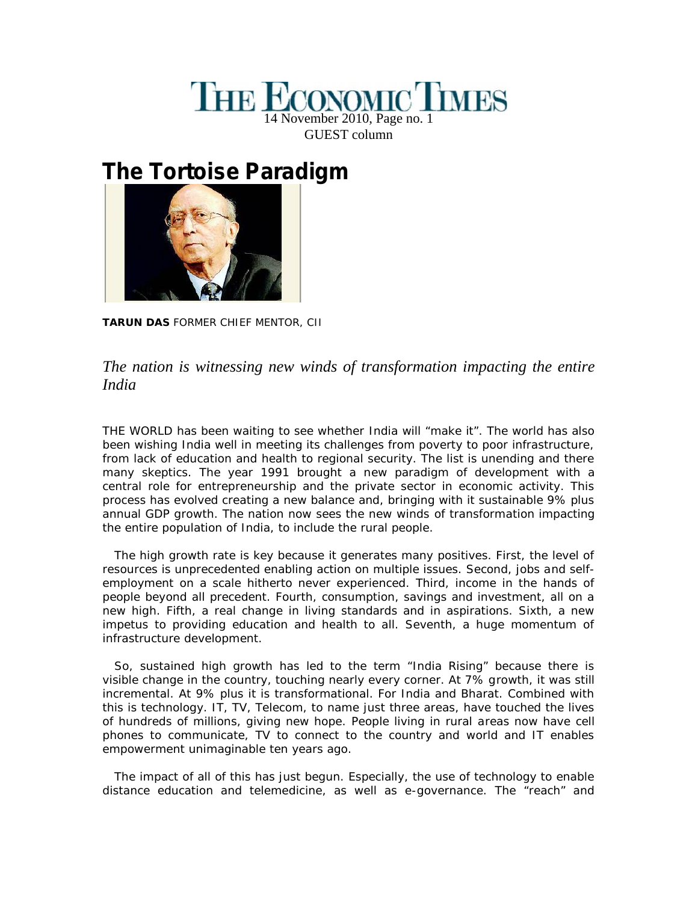THE ECONOMIC TIMES
14 November 2010, Page no. 1
GUEST column

# The Tortoise Paradigm

**TARUN DAS** FORMER CHIEF MENTOR, CII

*The nation is witnessing new winds of transformation impacting the entire India*

THE WORLD has been waiting to see whether India will "make it". The world has also been wishing India well in meeting its challenges from poverty to poor infrastructure, from lack of education and health to regional security. The list is unending and there many skeptics. The year 1991 brought a new paradigm of development with a central role for entrepreneurship and the private sector in economic activity. This process has evolved creating a new balance and, bringing with it sustainable 9% plus annual GDP growth. The nation now sees the new winds of transformation impacting the entire population of India, to include the rural people.

The high growth rate is key because it generates many positives. First, the level of resources is unprecedented enabling action on multiple issues. Second, jobs and self-employment on a scale hitherto never experienced. Third, income in the hands of people beyond all precedent. Fourth, consumption, savings and investment, all on a new high. Fifth, a real change in living standards and in aspirations. Sixth, a new impetus to providing education and health to all. Seventh, a huge momentum of infrastructure development.

So, sustained high growth has led to the term "India Rising" because there is visible change in the country, touching nearly every corner. At 7% growth, it was still incremental. At 9% plus it is transformational. For India and Bharat. Combined with this is technology. IT, TV, Telecom, to name just three areas, have touched the lives of hundreds of millions, giving new hope. People living in rural areas now have cell phones to communicate, TV to connect to the country and world and IT enables empowerment unimaginable ten years ago.

The impact of all of this has just begun. Especially, the use of technology to enable distance education and telemedicine, as well as e-governance. The "reach" and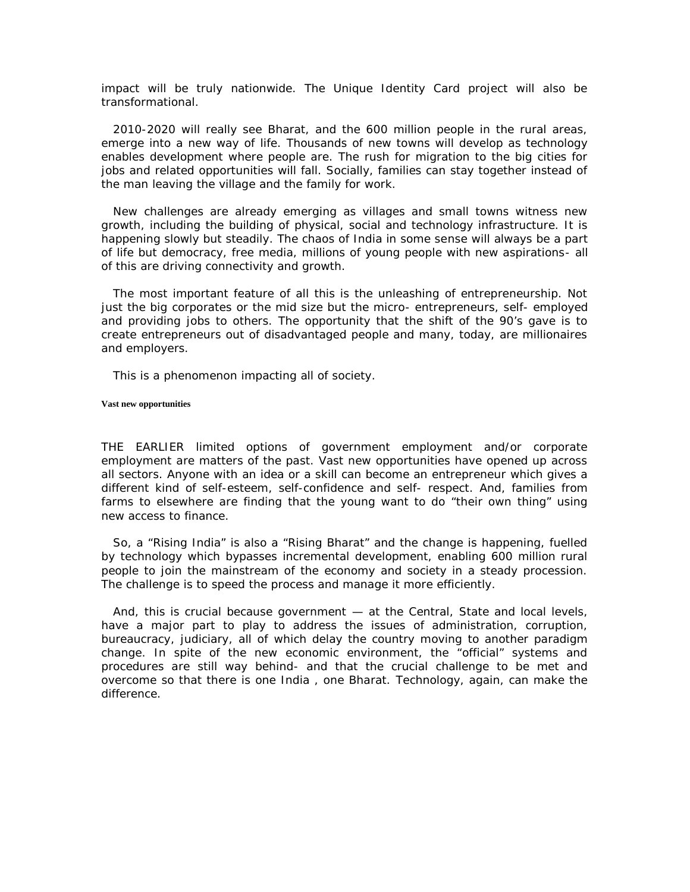impact will be truly nationwide. The Unique Identity Card project will also be transformational.

2010-2020 will really see Bharat, and the 600 million people in the rural areas, emerge into a new way of life. Thousands of new towns will develop as technology enables development where people are. The rush for migration to the big cities for jobs and related opportunities will fall. Socially, families can stay together instead of the man leaving the village and the family for work.

New challenges are already emerging as villages and small towns witness new growth, including the building of physical, social and technology infrastructure. It is happening slowly but steadily. The chaos of India in some sense will always be a part of life but democracy, free media, millions of young people with new aspirations- all of this are driving connectivity and growth.

The most important feature of all this is the unleashing of entrepreneurship. Not just the big corporates or the mid size but the micro- entrepreneurs, self- employed and providing jobs to others. The opportunity that the shift of the 90's gave is to create entrepreneurs out of disadvantaged people and many, today, are millionaires and employers.

This is a phenomenon impacting all of society.

**Vast new opportunities**

THE EARLIER limited options of government employment and/or corporate employment are matters of the past. Vast new opportunities have opened up across all sectors. Anyone with an idea or a skill can become an entrepreneur which gives a different kind of self-esteem, self-confidence and self- respect. And, families from farms to elsewhere are finding that the young want to do "their own thing" using new access to finance.

So, a "Rising India" is also a "Rising Bharat" and the change is happening, fuelled by technology which bypasses incremental development, enabling 600 million rural people to join the mainstream of the economy and society in a steady procession. The challenge is to speed the process and manage it more efficiently.

And, this is crucial because government — at the Central, State and local levels, have a major part to play to address the issues of administration, corruption, bureaucracy, judiciary, all of which delay the country moving to another paradigm change. In spite of the new economic environment, the "official" systems and procedures are still way behind- and that the crucial challenge to be met and overcome so that there is one India , one Bharat. Technology, again, can make the difference.